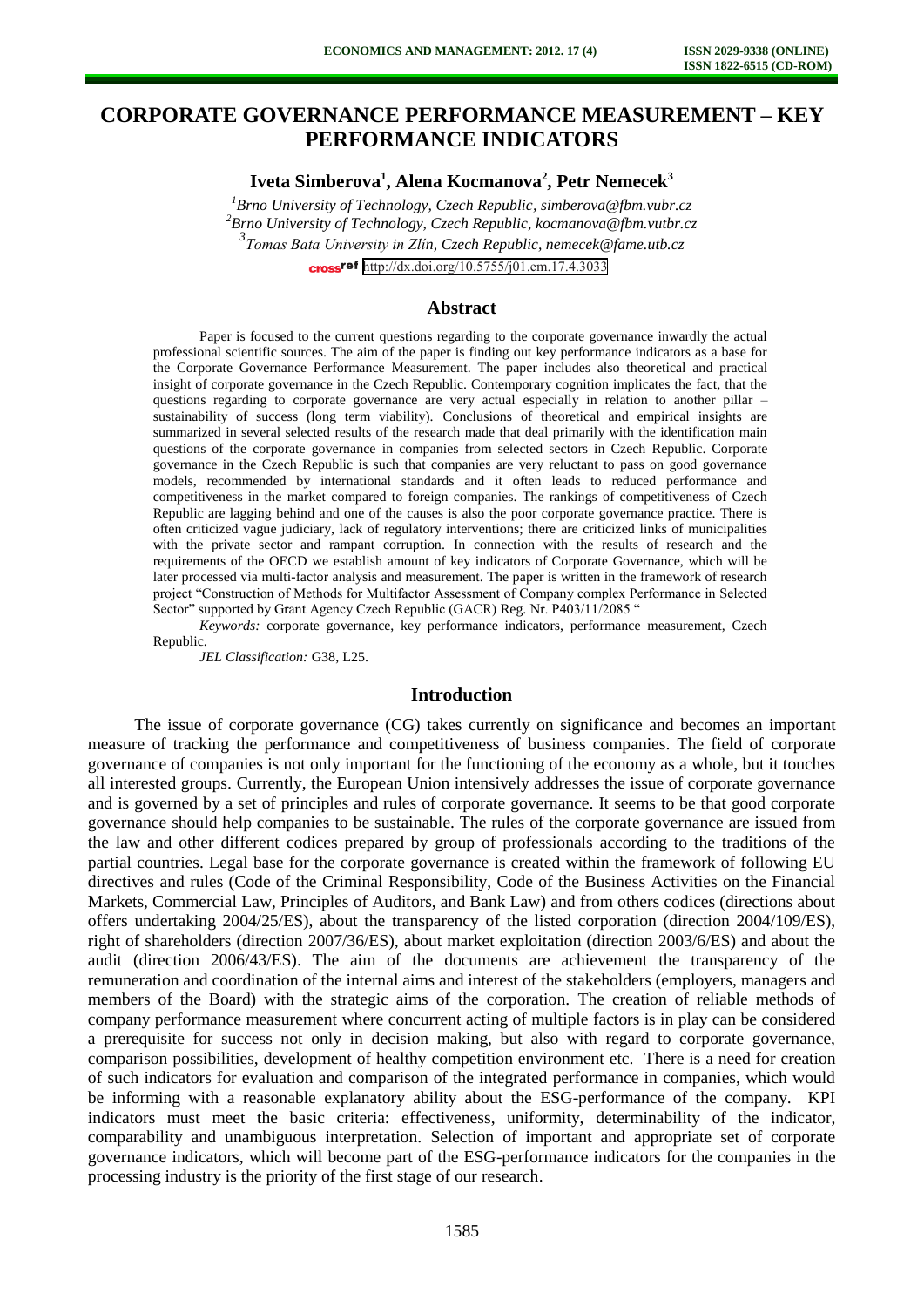# CORPORATE GOVERNANCE PERFORMANCE MEASUREMENT – KEY PERFORMANCE INDICATORS

**Iveta Simberova[1], Alena Kocmanova[2], Petr Nemecek[3]**

[1]*Brno University of Technology, Czech Republic, simberova@fbm.vubr.cz*
[2]*Brno University of Technology, Czech Republic, kocmanova@fbm.vutbr.cz*
[3]*Tomas Bata University in Zlín, Czech Republic, nemecek@fame.utb.cz*

http://dx.doi.org/10.5755/j01.em.17.4.3033

## Abstract

Paper is focused to the current questions regarding to the corporate governance inwardly the actual professional scientific sources. The aim of the paper is finding out key performance indicators as a base for the Corporate Governance Performance Measurement. The paper includes also theoretical and practical insight of corporate governance in the Czech Republic. Contemporary cognition implicates the fact, that the questions regarding to corporate governance are very actual especially in relation to another pillar – sustainability of success (long term viability). Conclusions of theoretical and empirical insights are summarized in several selected results of the research made that deal primarily with the identification main questions of the corporate governance in companies from selected sectors in Czech Republic. Corporate governance in the Czech Republic is such that companies are very reluctant to pass on good governance models, recommended by international standards and it often leads to reduced performance and competitiveness in the market compared to foreign companies. The rankings of competitiveness of Czech Republic are lagging behind and one of the causes is also the poor corporate governance practice. There is often criticized vague judiciary, lack of regulatory interventions; there are criticized links of municipalities with the private sector and rampant corruption. In connection with the results of research and the requirements of the OECD we establish amount of key indicators of Corporate Governance, which will be later processed via multi-factor analysis and measurement. The paper is written in the framework of research project "Construction of Methods for Multifactor Assessment of Company complex Performance in Selected Sector" supported by Grant Agency Czech Republic (GACR) Reg. Nr. P403/11/2085 "

*Keywords:* corporate governance, key performance indicators, performance measurement, Czech Republic.

*JEL Classification:* G38, L25.

## Introduction

The issue of corporate governance (CG) takes currently on significance and becomes an important measure of tracking the performance and competitiveness of business companies. The field of corporate governance of companies is not only important for the functioning of the economy as a whole, but it touches all interested groups. Currently, the European Union intensively addresses the issue of corporate governance and is governed by a set of principles and rules of corporate governance. It seems to be that good corporate governance should help companies to be sustainable. The rules of the corporate governance are issued from the law and other different codices prepared by group of professionals according to the traditions of the partial countries. Legal base for the corporate governance is created within the framework of following EU directives and rules (Code of the Criminal Responsibility, Code of the Business Activities on the Financial Markets, Commercial Law, Principles of Auditors, and Bank Law) and from others codices (directions about offers undertaking 2004/25/ES), about the transparency of the listed corporation (direction 2004/109/ES), right of shareholders (direction 2007/36/ES), about market exploitation (direction 2003/6/ES) and about the audit (direction 2006/43/ES). The aim of the documents are achievement the transparency of the remuneration and coordination of the internal aims and interest of the stakeholders (employers, managers and members of the Board) with the strategic aims of the corporation. The creation of reliable methods of company performance measurement where concurrent acting of multiple factors is in play can be considered a prerequisite for success not only in decision making, but also with regard to corporate governance, comparison possibilities, development of healthy competition environment etc. There is a need for creation of such indicators for evaluation and comparison of the integrated performance in companies, which would be informing with a reasonable explanatory ability about the ESG-performance of the company. KPI indicators must meet the basic criteria: effectiveness, uniformity, determinability of the indicator, comparability and unambiguous interpretation. Selection of important and appropriate set of corporate governance indicators, which will become part of the ESG-performance indicators for the companies in the processing industry is the priority of the first stage of our research.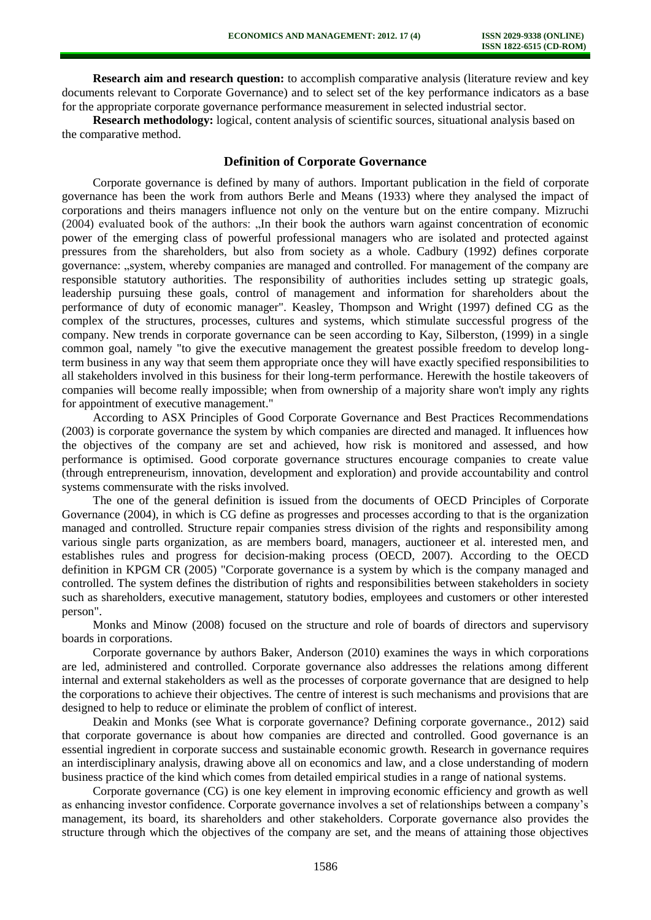**Research aim and research question:** to accomplish comparative analysis (literature review and key documents relevant to Corporate Governance) and to select set of the key performance indicators as a base for the appropriate corporate governance performance measurement in selected industrial sector.

**Research methodology:** logical, content analysis of scientific sources, situational analysis based on the comparative method.

## Definition of Corporate Governance

Corporate governance is defined by many of authors. Important publication in the field of corporate governance has been the work from authors Berle and Means (1933) where they analysed the impact of corporations and theirs managers influence not only on the venture but on the entire company. Mizruchi (2004) evaluated book of the authors: „In their book the authors warn against concentration of economic power of the emerging class of powerful professional managers who are isolated and protected against pressures from the shareholders, but also from society as a whole. Cadbury (1992) defines corporate governance: „system, whereby companies are managed and controlled. For management of the company are responsible statutory authorities. The responsibility of authorities includes setting up strategic goals, leadership pursuing these goals, control of management and information for shareholders about the performance of duty of economic manager". Keasley, Thompson and Wright (1997) defined CG as the complex of the structures, processes, cultures and systems, which stimulate successful progress of the company. New trends in corporate governance can be seen according to Kay, Silberston, (1999) in a single common goal, namely "to give the executive management the greatest possible freedom to develop long-term business in any way that seem them appropriate once they will have exactly specified responsibilities to all stakeholders involved in this business for their long-term performance. Herewith the hostile takeovers of companies will become really impossible; when from ownership of a majority share won't imply any rights for appointment of executive management."

According to ASX Principles of Good Corporate Governance and Best Practices Recommendations (2003) is corporate governance the system by which companies are directed and managed. It influences how the objectives of the company are set and achieved, how risk is monitored and assessed, and how performance is optimised. Good corporate governance structures encourage companies to create value (through entrepreneurism, innovation, development and exploration) and provide accountability and control systems commensurate with the risks involved.

The one of the general definition is issued from the documents of OECD Principles of Corporate Governance (2004), in which is CG define as progresses and processes according to that is the organization managed and controlled. Structure repair companies stress division of the rights and responsibility among various single parts organization, as are members board, managers, auctioneer et al. interested men, and establishes rules and progress for decision-making process (OECD, 2007). According to the OECD definition in KPGM CR (2005) "Corporate governance is a system by which is the company managed and controlled. The system defines the distribution of rights and responsibilities between stakeholders in society such as shareholders, executive management, statutory bodies, employees and customers or other interested person".

Monks and Minow (2008) focused on the structure and role of boards of directors and supervisory boards in corporations.

Corporate governance by authors Baker, Anderson (2010) examines the ways in which corporations are led, administered and controlled. Corporate governance also addresses the relations among different internal and external stakeholders as well as the processes of corporate governance that are designed to help the corporations to achieve their objectives. The centre of interest is such mechanisms and provisions that are designed to help to reduce or eliminate the problem of conflict of interest.

Deakin and Monks (see What is corporate governance? Defining corporate governance., 2012) said that corporate governance is about how companies are directed and controlled. Good governance is an essential ingredient in corporate success and sustainable economic growth. Research in governance requires an interdisciplinary analysis, drawing above all on economics and law, and a close understanding of modern business practice of the kind which comes from detailed empirical studies in a range of national systems.

Corporate governance (CG) is one key element in improving economic efficiency and growth as well as enhancing investor confidence. Corporate governance involves a set of relationships between a company's management, its board, its shareholders and other stakeholders. Corporate governance also provides the structure through which the objectives of the company are set, and the means of attaining those objectives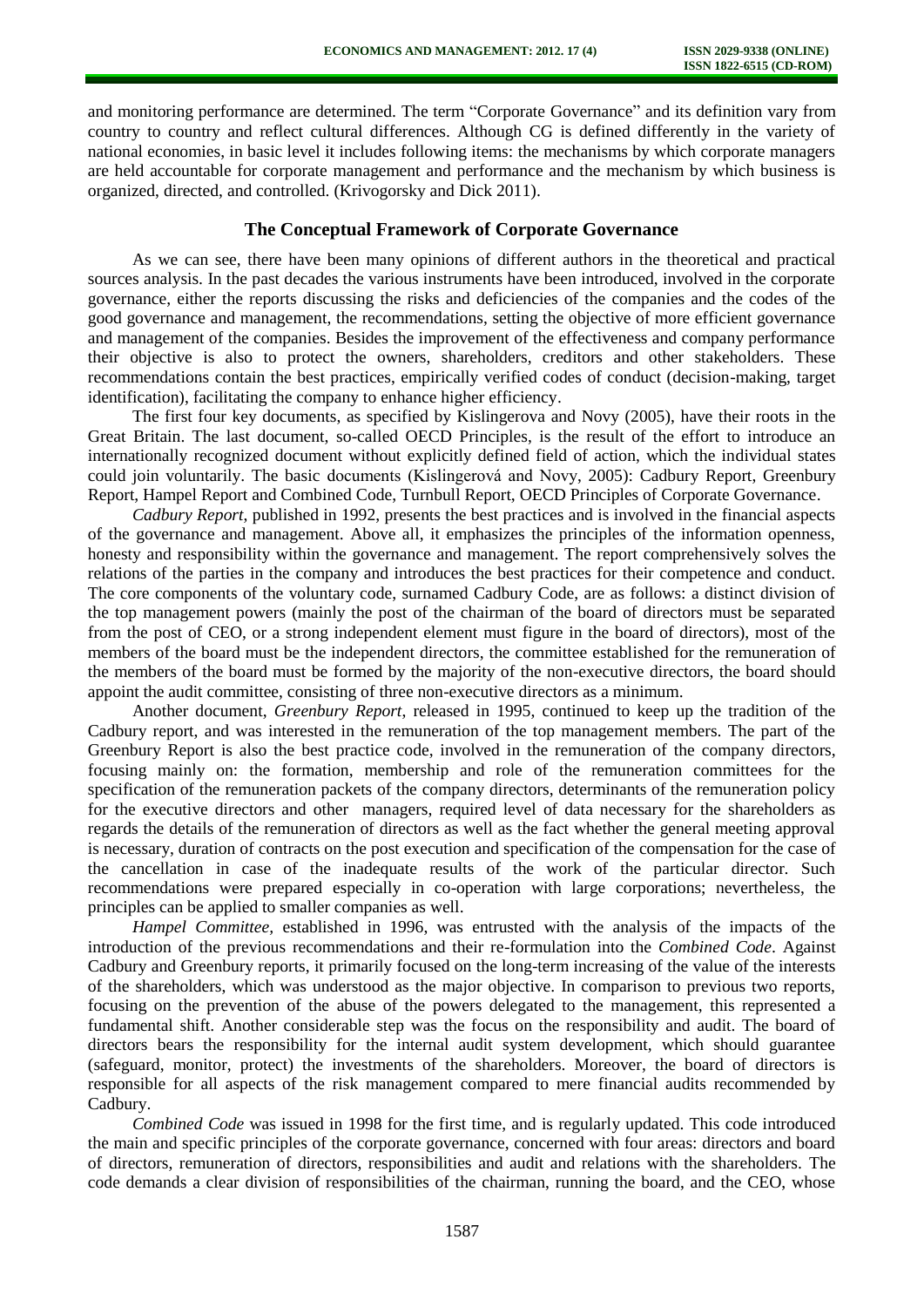and monitoring performance are determined. The term "Corporate Governance" and its definition vary from country to country and reflect cultural differences. Although CG is defined differently in the variety of national economies, in basic level it includes following items: the mechanisms by which corporate managers are held accountable for corporate management and performance and the mechanism by which business is organized, directed, and controlled. (Krivogorsky and Dick 2011).

## The Conceptual Framework of Corporate Governance

As we can see, there have been many opinions of different authors in the theoretical and practical sources analysis. In the past decades the various instruments have been introduced, involved in the corporate governance, either the reports discussing the risks and deficiencies of the companies and the codes of the good governance and management, the recommendations, setting the objective of more efficient governance and management of the companies. Besides the improvement of the effectiveness and company performance their objective is also to protect the owners, shareholders, creditors and other stakeholders. These recommendations contain the best practices, empirically verified codes of conduct (decision-making, target identification), facilitating the company to enhance higher efficiency.

The first four key documents, as specified by Kislingerova and Novy (2005), have their roots in the Great Britain. The last document, so-called OECD Principles, is the result of the effort to introduce an internationally recognized document without explicitly defined field of action, which the individual states could join voluntarily. The basic documents (Kislingerová and Novy, 2005): Cadbury Report, Greenbury Report, Hampel Report and Combined Code, Turnbull Report, OECD Principles of Corporate Governance.

*Cadbury Report*, published in 1992, presents the best practices and is involved in the financial aspects of the governance and management. Above all, it emphasizes the principles of the information openness, honesty and responsibility within the governance and management. The report comprehensively solves the relations of the parties in the company and introduces the best practices for their competence and conduct. The core components of the voluntary code, surnamed Cadbury Code, are as follows: a distinct division of the top management powers (mainly the post of the chairman of the board of directors must be separated from the post of CEO, or a strong independent element must figure in the board of directors), most of the members of the board must be the independent directors, the committee established for the remuneration of the members of the board must be formed by the majority of the non-executive directors, the board should appoint the audit committee, consisting of three non-executive directors as a minimum.

Another document, *Greenbury Report*, released in 1995, continued to keep up the tradition of the Cadbury report, and was interested in the remuneration of the top management members. The part of the Greenbury Report is also the best practice code, involved in the remuneration of the company directors, focusing mainly on: the formation, membership and role of the remuneration committees for the specification of the remuneration packets of the company directors, determinants of the remuneration policy for the executive directors and other managers, required level of data necessary for the shareholders as regards the details of the remuneration of directors as well as the fact whether the general meeting approval is necessary, duration of contracts on the post execution and specification of the compensation for the case of the cancellation in case of the inadequate results of the work of the particular director. Such recommendations were prepared especially in co-operation with large corporations; nevertheless, the principles can be applied to smaller companies as well.

*Hampel Committee*, established in 1996, was entrusted with the analysis of the impacts of the introduction of the previous recommendations and their re-formulation into the *Combined Code*. Against Cadbury and Greenbury reports, it primarily focused on the long-term increasing of the value of the interests of the shareholders, which was understood as the major objective. In comparison to previous two reports, focusing on the prevention of the abuse of the powers delegated to the management, this represented a fundamental shift. Another considerable step was the focus on the responsibility and audit. The board of directors bears the responsibility for the internal audit system development, which should guarantee (safeguard, monitor, protect) the investments of the shareholders. Moreover, the board of directors is responsible for all aspects of the risk management compared to mere financial audits recommended by Cadbury.

*Combined Code* was issued in 1998 for the first time, and is regularly updated. This code introduced the main and specific principles of the corporate governance, concerned with four areas: directors and board of directors, remuneration of directors, responsibilities and audit and relations with the shareholders. The code demands a clear division of responsibilities of the chairman, running the board, and the CEO, whose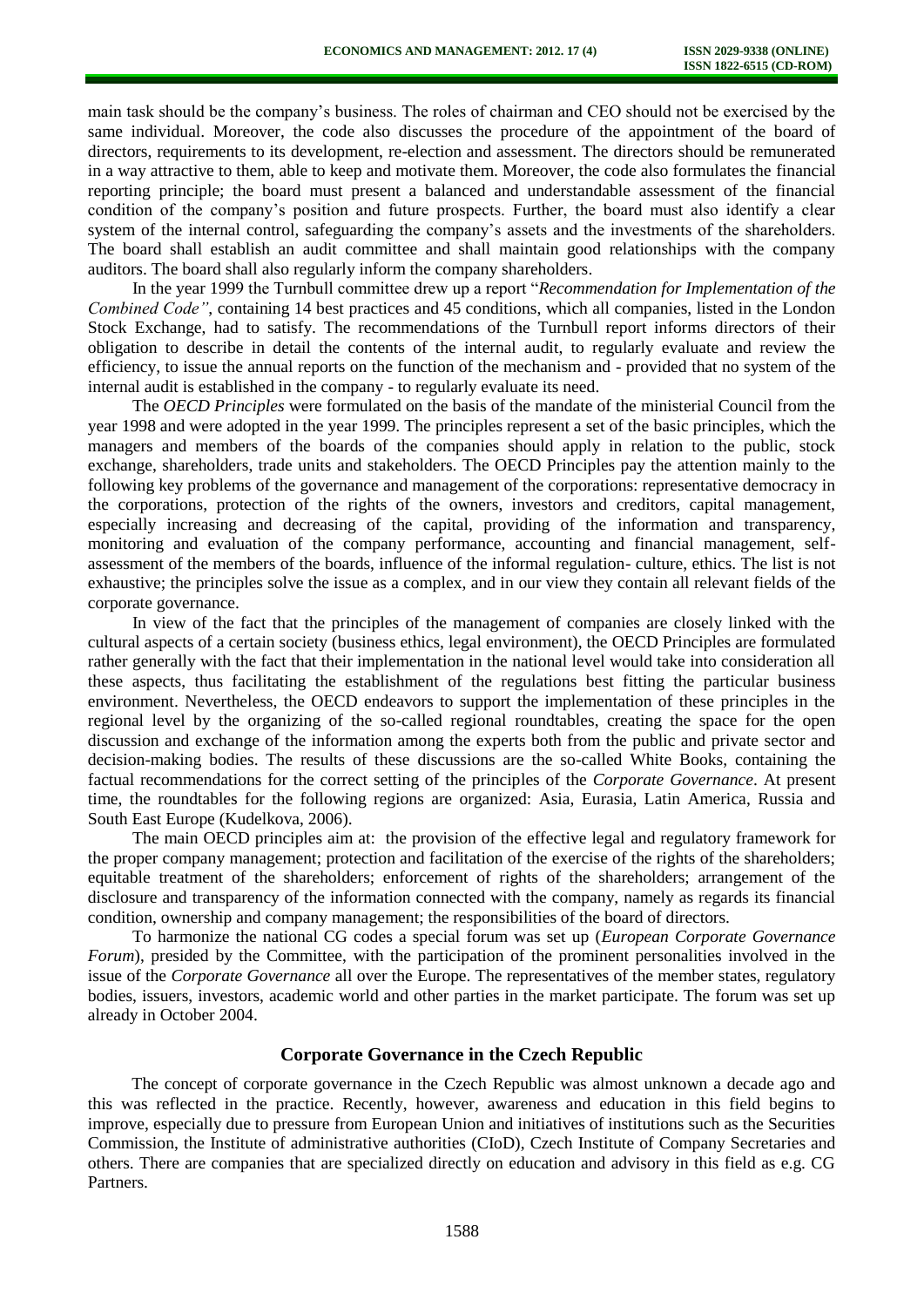main task should be the company's business. The roles of chairman and CEO should not be exercised by the same individual. Moreover, the code also discusses the procedure of the appointment of the board of directors, requirements to its development, re-election and assessment. The directors should be remunerated in a way attractive to them, able to keep and motivate them. Moreover, the code also formulates the financial reporting principle; the board must present a balanced and understandable assessment of the financial condition of the company's position and future prospects. Further, the board must also identify a clear system of the internal control, safeguarding the company's assets and the investments of the shareholders. The board shall establish an audit committee and shall maintain good relationships with the company auditors. The board shall also regularly inform the company shareholders.

In the year 1999 the Turnbull committee drew up a report "*Recommendation for Implementation of the Combined Code"*, containing 14 best practices and 45 conditions, which all companies, listed in the London Stock Exchange, had to satisfy. The recommendations of the Turnbull report informs directors of their obligation to describe in detail the contents of the internal audit, to regularly evaluate and review the efficiency, to issue the annual reports on the function of the mechanism and - provided that no system of the internal audit is established in the company - to regularly evaluate its need.

The *OECD Principles* were formulated on the basis of the mandate of the ministerial Council from the year 1998 and were adopted in the year 1999. The principles represent a set of the basic principles, which the managers and members of the boards of the companies should apply in relation to the public, stock exchange, shareholders, trade units and stakeholders. The OECD Principles pay the attention mainly to the following key problems of the governance and management of the corporations: representative democracy in the corporations, protection of the rights of the owners, investors and creditors, capital management, especially increasing and decreasing of the capital, providing of the information and transparency, monitoring and evaluation of the company performance, accounting and financial management, self-assessment of the members of the boards, influence of the informal regulation- culture, ethics. The list is not exhaustive; the principles solve the issue as a complex, and in our view they contain all relevant fields of the corporate governance.

In view of the fact that the principles of the management of companies are closely linked with the cultural aspects of a certain society (business ethics, legal environment), the OECD Principles are formulated rather generally with the fact that their implementation in the national level would take into consideration all these aspects, thus facilitating the establishment of the regulations best fitting the particular business environment. Nevertheless, the OECD endeavors to support the implementation of these principles in the regional level by the organizing of the so-called regional roundtables, creating the space for the open discussion and exchange of the information among the experts both from the public and private sector and decision-making bodies. The results of these discussions are the so-called White Books, containing the factual recommendations for the correct setting of the principles of the *Corporate Governance*. At present time, the roundtables for the following regions are organized: Asia, Eurasia, Latin America, Russia and South East Europe (Kudelkova, 2006).

The main OECD principles aim at: the provision of the effective legal and regulatory framework for the proper company management; protection and facilitation of the exercise of the rights of the shareholders; equitable treatment of the shareholders; enforcement of rights of the shareholders; arrangement of the disclosure and transparency of the information connected with the company, namely as regards its financial condition, ownership and company management; the responsibilities of the board of directors.

To harmonize the national CG codes a special forum was set up (*European Corporate Governance Forum*), presided by the Committee, with the participation of the prominent personalities involved in the issue of the *Corporate Governance* all over the Europe. The representatives of the member states, regulatory bodies, issuers, investors, academic world and other parties in the market participate. The forum was set up already in October 2004.

## Corporate Governance in the Czech Republic

The concept of corporate governance in the Czech Republic was almost unknown a decade ago and this was reflected in the practice. Recently, however, awareness and education in this field begins to improve, especially due to pressure from European Union and initiatives of institutions such as the Securities Commission, the Institute of administrative authorities (CIoD), Czech Institute of Company Secretaries and others. There are companies that are specialized directly on education and advisory in this field as e.g. CG Partners.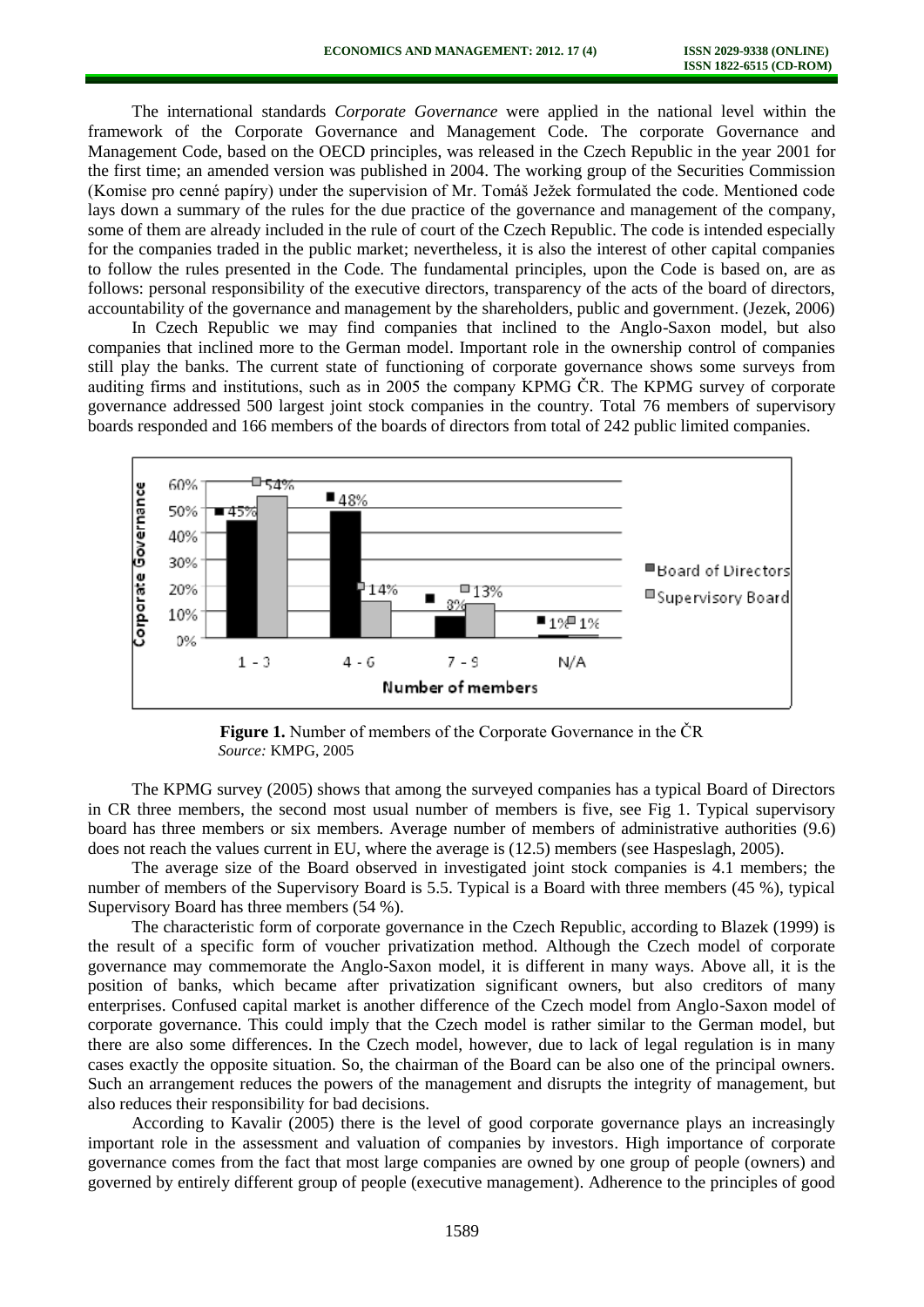The international standards *Corporate Governance* were applied in the national level within the framework of the Corporate Governance and Management Code. The corporate Governance and Management Code, based on the OECD principles, was released in the Czech Republic in the year 2001 for the first time; an amended version was published in 2004. The working group of the Securities Commission (Komise pro cenné papíry) under the supervision of Mr. Tomáš Ježek formulated the code. Mentioned code lays down a summary of the rules for the due practice of the governance and management of the company, some of them are already included in the rule of court of the Czech Republic. The code is intended especially for the companies traded in the public market; nevertheless, it is also the interest of other capital companies to follow the rules presented in the Code. The fundamental principles, upon the Code is based on, are as follows: personal responsibility of the executive directors, transparency of the acts of the board of directors, accountability of the governance and management by the shareholders, public and government. (Jezek, 2006)

In Czech Republic we may find companies that inclined to the Anglo-Saxon model, but also companies that inclined more to the German model. Important role in the ownership control of companies still play the banks. The current state of functioning of corporate governance shows some surveys from auditing firms and institutions, such as in 2005 the company KPMG ČR. The KPMG survey of corporate governance addressed 500 largest joint stock companies in the country. Total 76 members of supervisory boards responded and 166 members of the boards of directors from total of 242 public limited companies.

| Number of members | Board of Directors | Supervisory Board |
|---|---|---|
| 1 - 3 | 45% | 54% |
| 4 - 6 | 48% | 14% |
| 7 - 9 | 8% | 13% |
| N/A | 1% | 1% |

**Figure 1.** Number of members of the Corporate Governance in the ČR
*Source:* KPMG, 2005

The KPMG survey (2005) shows that among the surveyed companies has a typical Board of Directors in CR three members, the second most usual number of members is five, see Fig 1. Typical supervisory board has three members or six members. Average number of members of administrative authorities (9.6) does not reach the values current in EU, where the average is (12.5) members (see Haspeslagh, 2005).

The average size of the Board observed in investigated joint stock companies is 4.1 members; the number of members of the Supervisory Board is 5.5. Typical is a Board with three members (45 %), typical Supervisory Board has three members (54 %).

The characteristic form of corporate governance in the Czech Republic, according to Blazek (1999) is the result of a specific form of voucher privatization method. Although the Czech model of corporate governance may commemorate the Anglo-Saxon model, it is different in many ways. Above all, it is the position of banks, which became after privatization significant owners, but also creditors of many enterprises. Confused capital market is another difference of the Czech model from Anglo-Saxon model of corporate governance. This could imply that the Czech model is rather similar to the German model, but there are also some differences. In the Czech model, however, due to lack of legal regulation is in many cases exactly the opposite situation. So, the chairman of the Board can be also one of the principal owners. Such an arrangement reduces the powers of the management and disrupts the integrity of management, but also reduces their responsibility for bad decisions.

According to Kavalir (2005) there is the level of good corporate governance plays an increasingly important role in the assessment and valuation of companies by investors. High importance of corporate governance comes from the fact that most large companies are owned by one group of people (owners) and governed by entirely different group of people (executive management). Adherence to the principles of good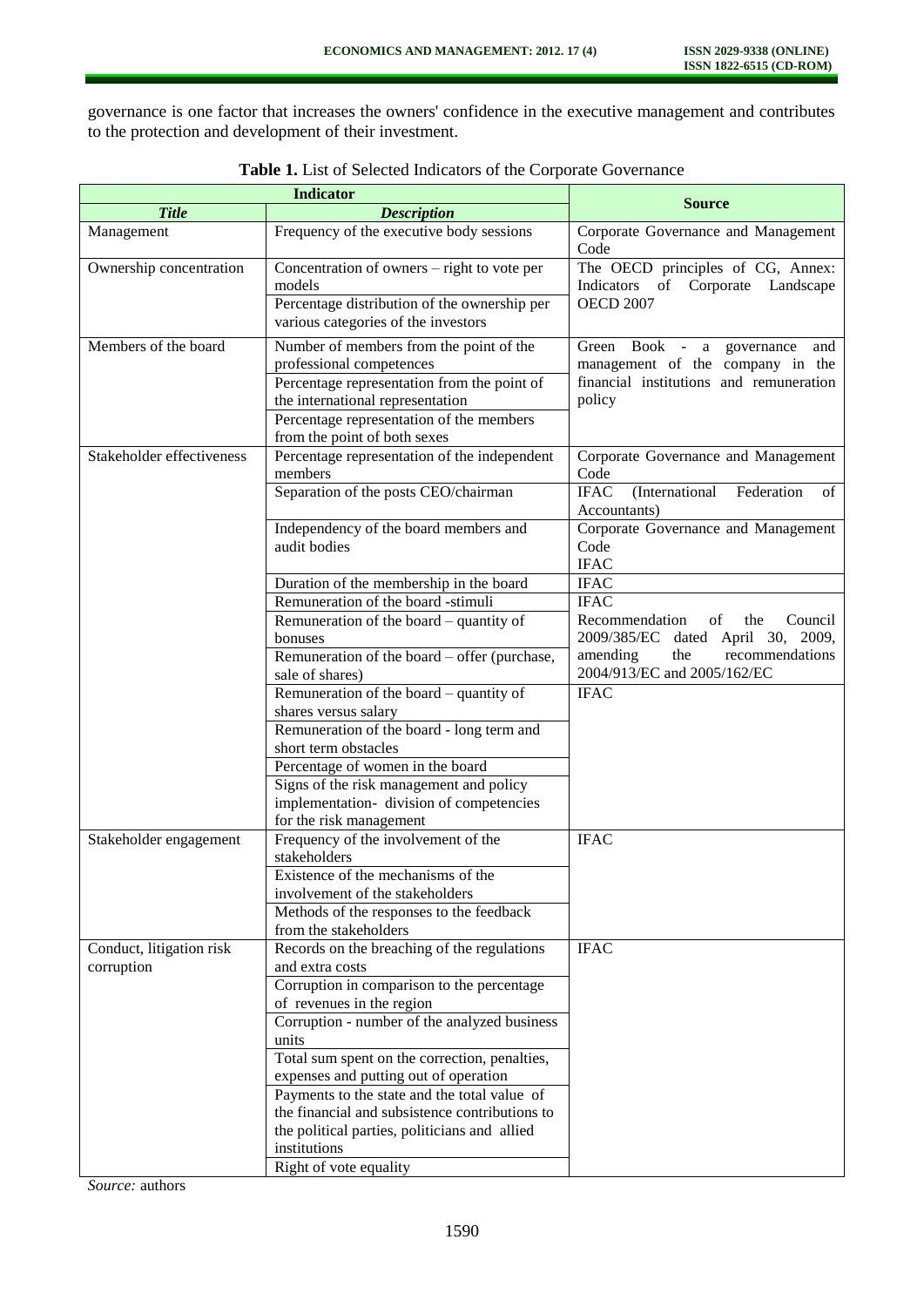governance is one factor that increases the owners' confidence in the executive management and contributes to the protection and development of their investment.

**Table 1.** List of Selected Indicators of the Corporate Governance

| Indicator | | Source |
|---|---|---|
| ***Title*** | ***Description*** | |
| Management | Frequency of the executive body sessions | Corporate Governance and Management Code |
| Ownership concentration | Concentration of owners – right to vote per models | The OECD principles of CG, Annex: Indicators of Corporate Landscape OECD 2007 |
| | Percentage distribution of the ownership per various categories of the investors | |
| Members of the board | Number of members from the point of the professional competences | Green Book - a governance and management of the company in the financial institutions and remuneration policy |
| | Percentage representation from the point of the international representation | |
| | Percentage representation of the members from the point of both sexes | |
| Stakeholder effectiveness | Percentage representation of the independent members | Corporate Governance and Management Code |
| | Separation of the posts CEO/chairman | IFAC (International Federation of Accountants) |
| | Independency of the board members and audit bodies | Corporate Governance and Management Code IFAC |
| | Duration of the membership in the board | IFAC |
| | Remuneration of the board -stimuli | IFAC |
| | Remuneration of the board – quantity of bonuses | Recommendation of the Council 2009/385/EC dated April 30, 2009, amending the recommendations 2004/913/EC and 2005/162/EC |
| | Remuneration of the board – offer (purchase, sale of shares) | |
| | Remuneration of the board – quantity of shares versus salary | IFAC |
| | Remuneration of the board - long term and short term obstacles | |
| | Percentage of women in the board | |
| | Signs of the risk management and policy implementation- division of competencies for the risk management | |
| Stakeholder engagement | Frequency of the involvement of the stakeholders | IFAC |
| | Existence of the mechanisms of the involvement of the stakeholders | |
| | Methods of the responses to the feedback from the stakeholders | |
| Conduct, litigation risk corruption | Records on the breaching of the regulations and extra costs | IFAC |
| | Corruption in comparison to the percentage of revenues in the region | |
| | Corruption - number of the analyzed business units | |
| | Total sum spent on the correction, penalties, expenses and putting out of operation | |
| | Payments to the state and the total value of the financial and subsistence contributions to the political parties, politicians and allied institutions | |
| | Right of vote equality | |

*Source:* authors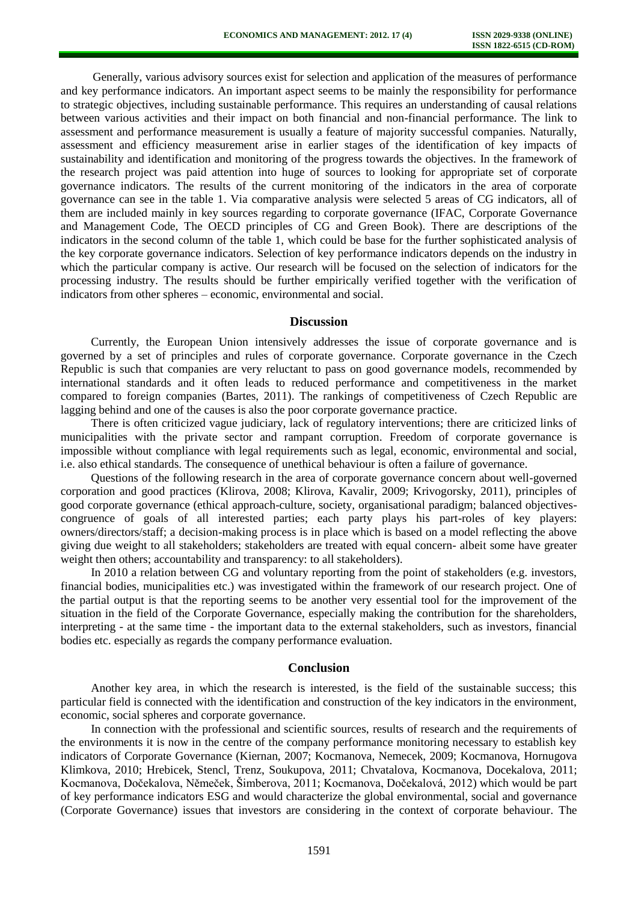Generally, various advisory sources exist for selection and application of the measures of performance and key performance indicators. An important aspect seems to be mainly the responsibility for performance to strategic objectives, including sustainable performance. This requires an understanding of causal relations between various activities and their impact on both financial and non-financial performance. The link to assessment and performance measurement is usually a feature of majority successful companies. Naturally, assessment and efficiency measurement arise in earlier stages of the identification of key impacts of sustainability and identification and monitoring of the progress towards the objectives. In the framework of the research project was paid attention into huge of sources to looking for appropriate set of corporate governance indicators. The results of the current monitoring of the indicators in the area of corporate governance can see in the table 1. Via comparative analysis were selected 5 areas of CG indicators, all of them are included mainly in key sources regarding to corporate governance (IFAC, Corporate Governance and Management Code, The OECD principles of CG and Green Book). There are descriptions of the indicators in the second column of the table 1, which could be base for the further sophisticated analysis of the key corporate governance indicators. Selection of key performance indicators depends on the industry in which the particular company is active. Our research will be focused on the selection of indicators for the processing industry. The results should be further empirically verified together with the verification of indicators from other spheres – economic, environmental and social.

## Discussion

Currently, the European Union intensively addresses the issue of corporate governance and is governed by a set of principles and rules of corporate governance. Corporate governance in the Czech Republic is such that companies are very reluctant to pass on good governance models, recommended by international standards and it often leads to reduced performance and competitiveness in the market compared to foreign companies (Bartes, 2011). The rankings of competitiveness of Czech Republic are lagging behind and one of the causes is also the poor corporate governance practice.

There is often criticized vague judiciary, lack of regulatory interventions; there are criticized links of municipalities with the private sector and rampant corruption. Freedom of corporate governance is impossible without compliance with legal requirements such as legal, economic, environmental and social, i.e. also ethical standards. The consequence of unethical behaviour is often a failure of governance.

Questions of the following research in the area of corporate governance concern about well-governed corporation and good practices (Klirova, 2008; Klirova, Kavalir, 2009; Krivogorsky, 2011), principles of good corporate governance (ethical approach-culture, society, organisational paradigm; balanced objectives-congruence of goals of all interested parties; each party plays his part-roles of key players: owners/directors/staff; a decision-making process is in place which is based on a model reflecting the above giving due weight to all stakeholders; stakeholders are treated with equal concern- albeit some have greater weight then others; accountability and transparency: to all stakeholders).

In 2010 a relation between CG and voluntary reporting from the point of stakeholders (e.g. investors, financial bodies, municipalities etc.) was investigated within the framework of our research project. One of the partial output is that the reporting seems to be another very essential tool for the improvement of the situation in the field of the Corporate Governance, especially making the contribution for the shareholders, interpreting - at the same time - the important data to the external stakeholders, such as investors, financial bodies etc. especially as regards the company performance evaluation.

## Conclusion

Another key area, in which the research is interested, is the field of the sustainable success; this particular field is connected with the identification and construction of the key indicators in the environment, economic, social spheres and corporate governance.

In connection with the professional and scientific sources, results of research and the requirements of the environments it is now in the centre of the company performance monitoring necessary to establish key indicators of Corporate Governance (Kiernan, 2007; Kocmanova, Nemecek, 2009; Kocmanova, Hornugova Klimkova, 2010; Hrebicek, Stencl, Trenz, Soukupova, 2011; Chvatalova, Kocmanova, Docekalova, 2011; Kocmanova, Dočekalova, Němeček, Šimberova, 2011; Kocmanova, Dočekalová, 2012) which would be part of key performance indicators ESG and would characterize the global environmental, social and governance (Corporate Governance) issues that investors are considering in the context of corporate behaviour. The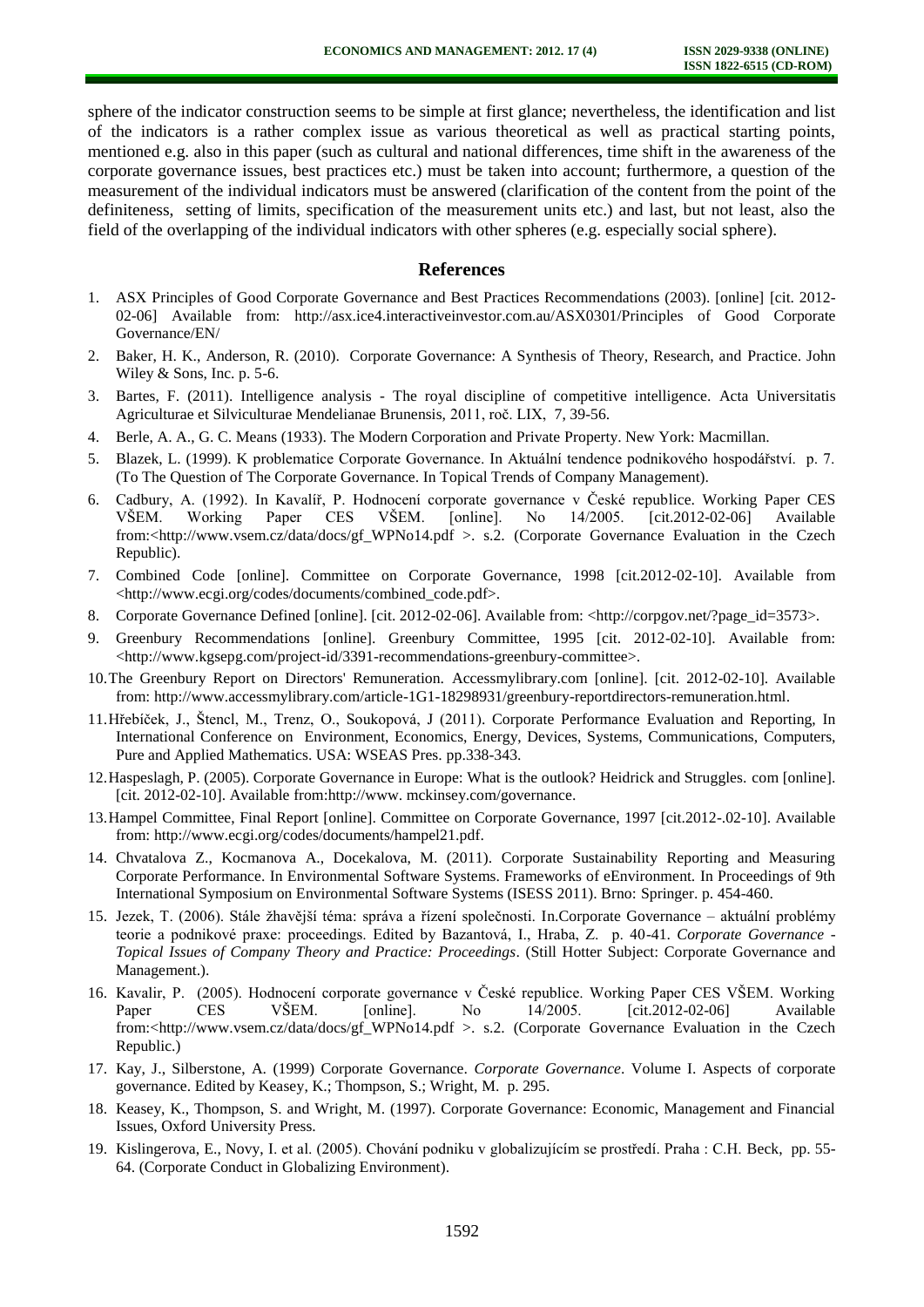sphere of the indicator construction seems to be simple at first glance; nevertheless, the identification and list of the indicators is a rather complex issue as various theoretical as well as practical starting points, mentioned e.g. also in this paper (such as cultural and national differences, time shift in the awareness of the corporate governance issues, best practices etc.) must be taken into account; furthermore, a question of the measurement of the individual indicators must be answered (clarification of the content from the point of the definiteness, setting of limits, specification of the measurement units etc.) and last, but not least, also the field of the overlapping of the individual indicators with other spheres (e.g. especially social sphere).

## References

1. ASX Principles of Good Corporate Governance and Best Practices Recommendations (2003). [online] [cit. 2012-02-06] Available from: http://asx.ice4.interactiveinvestor.com.au/ASX0301/Principles of Good Corporate Governance/EN/
2. Baker, H. K., Anderson, R. (2010). Corporate Governance: A Synthesis of Theory, Research, and Practice. John Wiley & Sons, Inc. p. 5-6.
3. Bartes, F. (2011). Intelligence analysis - The royal discipline of competitive intelligence. Acta Universitatis Agriculturae et Silviculturae Mendelianae Brunensis, 2011, roč. LIX, 7, 39-56.
4. Berle, A. A., G. C. Means (1933). The Modern Corporation and Private Property. New York: Macmillan.
5. Blazek, L. (1999). K problematice Corporate Governance. In Aktuální tendence podnikového hospodářství. p. 7. (To The Question of The Corporate Governance. In Topical Trends of Company Management).
6. Cadbury, A. (1992). In Kavalíř, P. Hodnocení corporate governance v České republice. Working Paper CES VŠEM. Working Paper CES VŠEM. [online]. No 14/2005. [cit.2012-02-06] Available from:<http://www.vsem.cz/data/docs/gf_WPNo14.pdf >. s.2. (Corporate Governance Evaluation in the Czech Republic).
7. Combined Code [online]. Committee on Corporate Governance, 1998 [cit.2012-02-10]. Available from <http://www.ecgi.org/codes/documents/combined_code.pdf>.
8. Corporate Governance Defined [online]. [cit. 2012-02-06]. Available from: <http://corpgov.net/?page_id=3573>.
9. Greenbury Recommendations [online]. Greenbury Committee, 1995 [cit. 2012-02-10]. Available from: <http://www.kgsepg.com/project-id/3391-recommendations-greenbury-committee>.
10. The Greenbury Report on Directors' Remuneration. Accessmylibrary.com [online]. [cit. 2012-02-10]. Available from: http://www.accessmylibrary.com/article-1G1-18298931/greenbury-reportdirectors-remuneration.html.
11. Hřebíček, J., Štencl, M., Trenz, O., Soukopová, J (2011). Corporate Performance Evaluation and Reporting, In International Conference on Environment, Economics, Energy, Devices, Systems, Communications, Computers, Pure and Applied Mathematics. USA: WSEAS Pres. pp.338-343.
12. Haspeslagh, P. (2005). Corporate Governance in Europe: What is the outlook? Heidrick and Struggles. com [online]. [cit. 2012-02-10]. Available from:http://www. mckinsey.com/governance.
13. Hampel Committee, Final Report [online]. Committee on Corporate Governance, 1997 [cit.2012-.02-10]. Available from: http://www.ecgi.org/codes/documents/hampel21.pdf.
14. Chvatalova Z., Kocmanova A., Docekalova, M. (2011). Corporate Sustainability Reporting and Measuring Corporate Performance. In Environmental Software Systems. Frameworks of eEnvironment. In Proceedings of 9th International Symposium on Environmental Software Systems (ISESS 2011). Brno: Springer. p. 454-460.
15. Jezek, T. (2006). Stále žhavější téma: správa a řízení společnosti. In.Corporate Governance – aktuální problémy teorie a podnikové praxe: proceedings. Edited by Bazantová, I., Hraba, Z. p. 40-41. *Corporate Governance - Topical Issues of Company Theory and Practice: Proceedings*. (Still Hotter Subject: Corporate Governance and Management.).
16. Kavalir, P. (2005). Hodnocení corporate governance v České republice. Working Paper CES VŠEM. Working Paper CES VŠEM. [online]. No 14/2005. [cit.2012-02-06] Available from:<http://www.vsem.cz/data/docs/gf_WPNo14.pdf >. s.2. (Corporate Governance Evaluation in the Czech Republic.)
17. Kay, J., Silberstone, A. (1999) Corporate Governance. *Corporate Governance*. Volume I. Aspects of corporate governance. Edited by Keasey, K.; Thompson, S.; Wright, M. p. 295.
18. Keasey, K., Thompson, S. and Wright, M. (1997). Corporate Governance: Economic, Management and Financial Issues, Oxford University Press.
19. Kislingerova, E., Novy, I. et al. (2005). Chování podniku v globalizujícím se prostředí. Praha : C.H. Beck, pp. 55-64. (Corporate Conduct in Globalizing Environment).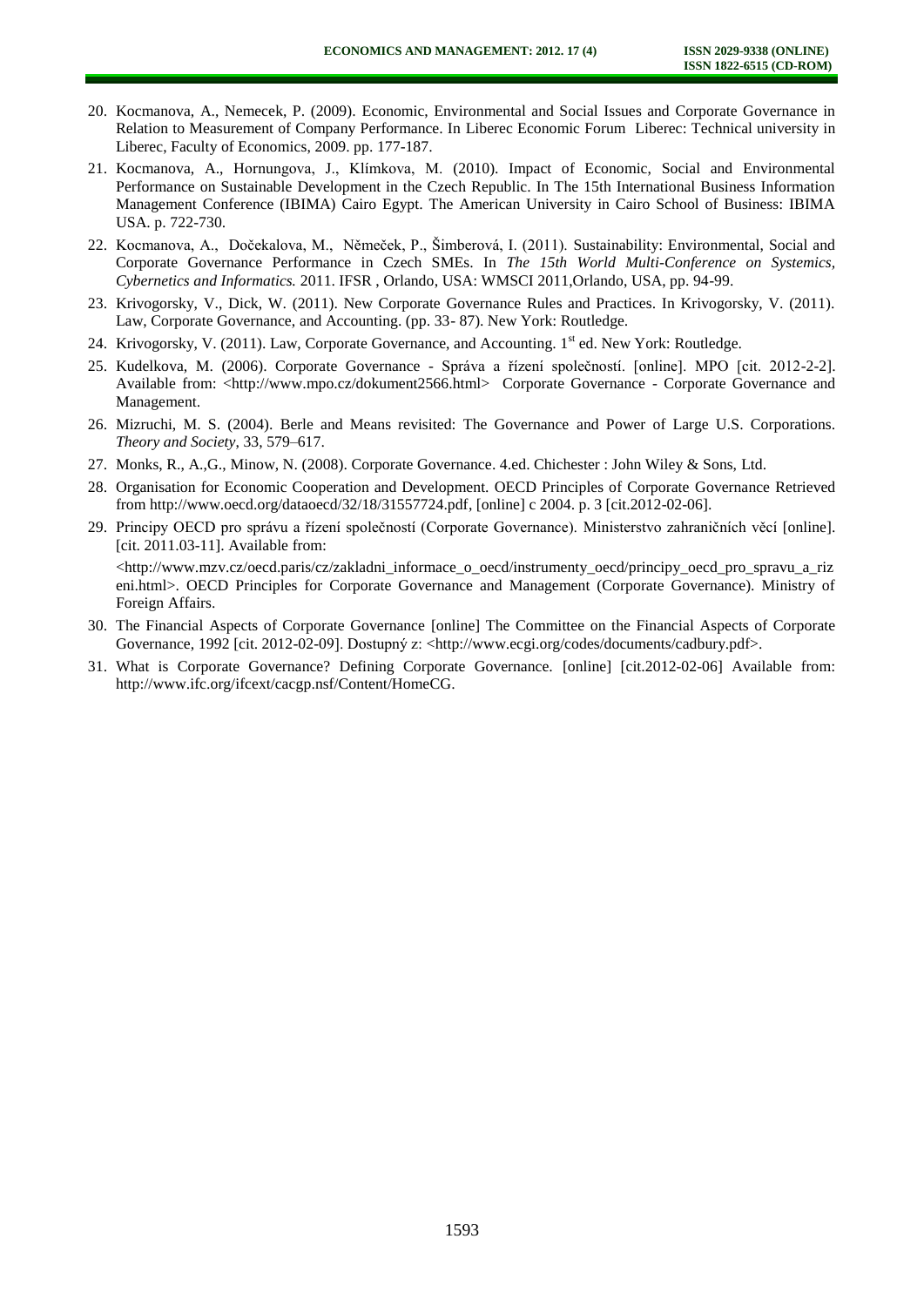20. Kocmanova, A., Nemecek, P. (2009). Economic, Environmental and Social Issues and Corporate Governance in Relation to Measurement of Company Performance. In Liberec Economic Forum Liberec: Technical university in Liberec, Faculty of Economics, 2009. pp. 177-187.
21. Kocmanova, A., Hornungova, J., Klímkova, M. (2010). Impact of Economic, Social and Environmental Performance on Sustainable Development in the Czech Republic. In The 15th International Business Information Management Conference (IBIMA) Cairo Egypt. The American University in Cairo School of Business: IBIMA USA. p. 722-730.
22. Kocmanova, A., Dočekalova, M., Němeček, P., Šimberová, I. (2011). Sustainability: Environmental, Social and Corporate Governance Performance in Czech SMEs. In *The 15th World Multi-Conference on Systemics, Cybernetics and Informatics.* 2011. IFSR , Orlando, USA: WMSCI 2011,Orlando, USA, pp. 94-99.
23. Krivogorsky, V., Dick, W. (2011). New Corporate Governance Rules and Practices. In Krivogorsky, V. (2011). Law, Corporate Governance, and Accounting. (pp. 33- 87). New York: Routledge.
24. Krivogorsky, V. (2011). Law, Corporate Governance, and Accounting. 1st ed. New York: Routledge.
25. Kudelkova, M. (2006). Corporate Governance - Správa a řízení společností. [online]. MPO [cit. 2012-2-2]. Available from: <http://www.mpo.cz/dokument2566.html> Corporate Governance - Corporate Governance and Management.
26. Mizruchi, M. S. (2004). Berle and Means revisited: The Governance and Power of Large U.S. Corporations. *Theory and Society*, 33, 579–617.
27. Monks, R., A.,G., Minow, N. (2008). Corporate Governance. 4.ed. Chichester : John Wiley & Sons, Ltd.
28. Organisation for Economic Cooperation and Development. OECD Principles of Corporate Governance Retrieved from http://www.oecd.org/dataoecd/32/18/31557724.pdf, [online] c 2004. p. 3 [cit.2012-02-06].
29. Principy OECD pro správu a řízení společností (Corporate Governance). Ministerstvo zahraničních věcí [online]. [cit. 2011.03-11]. Available from:

    <http://www.mzv.cz/oecd.paris/cz/zakladni_informace_o_oecd/instrumenty_oecd/principy_oecd_pro_spravu_a_rizeni.html>. OECD Principles for Corporate Governance and Management (Corporate Governance). Ministry of Foreign Affairs.
30. The Financial Aspects of Corporate Governance [online] The Committee on the Financial Aspects of Corporate Governance, 1992 [cit. 2012-02-09]. Dostupný z: <http://www.ecgi.org/codes/documents/cadbury.pdf>.
31. What is Corporate Governance? Defining Corporate Governance. [online] [cit.2012-02-06] Available from: http://www.ifc.org/ifcext/cacgp.nsf/Content/HomeCG.